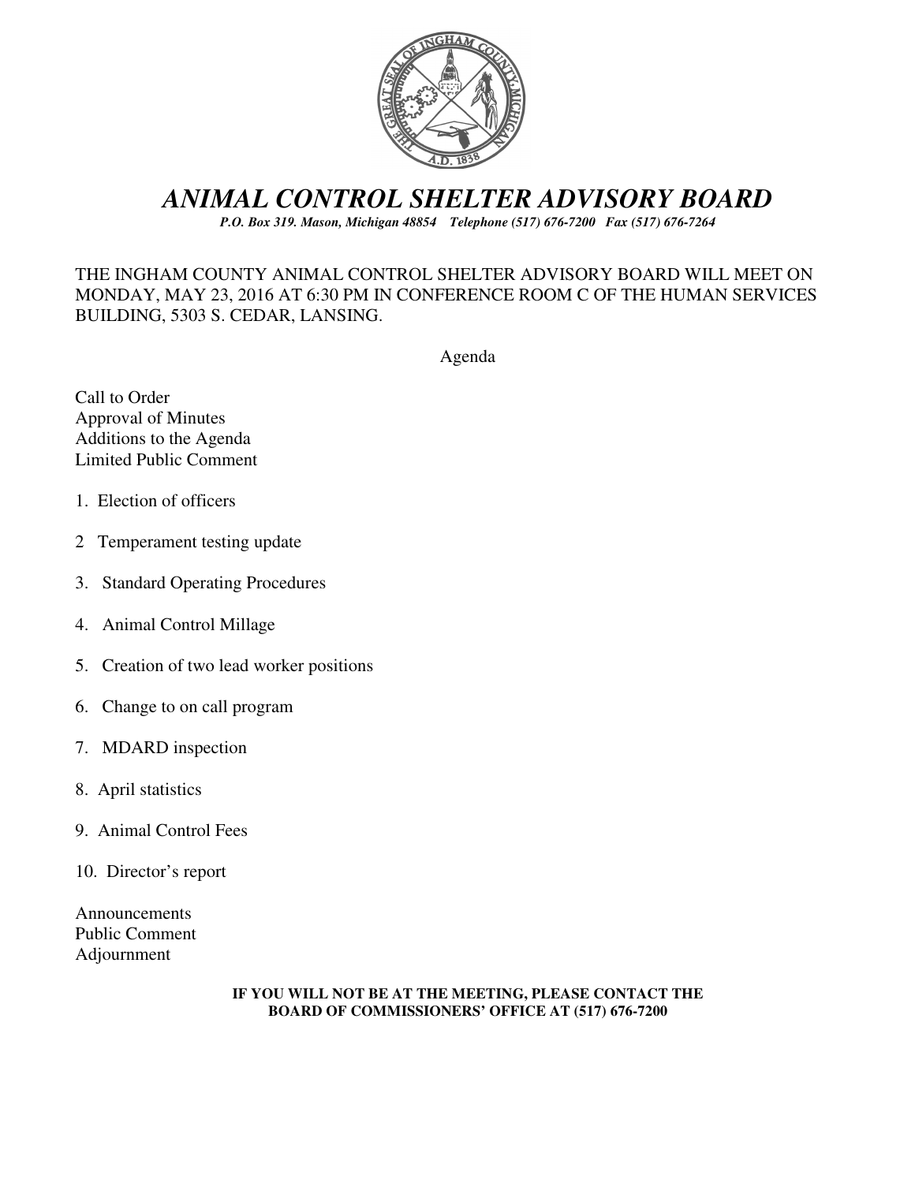# *ANIMAL CONTROL SHELTER ADVISORY BOARD*

***P.O. Box 319. Mason, Michigan 48854 Telephone (517) 676-7200 Fax (517) 676-7264***

THE INGHAM COUNTY ANIMAL CONTROL SHELTER ADVISORY BOARD WILL MEET ON MONDAY, MAY 23, 2016 AT 6:30 PM IN CONFERENCE ROOM C OF THE HUMAN SERVICES BUILDING, 5303 S. CEDAR, LANSING.

Agenda

Call to Order
Approval of Minutes
Additions to the Agenda
Limited Public Comment

1. Election of officers
2. Temperament testing update
3. Standard Operating Procedures
4. Animal Control Millage
5. Creation of two lead worker positions
6. Change to on call program
7. MDARD inspection
8. April statistics
9. Animal Control Fees
10. Director's report

Announcements
Public Comment
Adjournment

**IF YOU WILL NOT BE AT THE MEETING, PLEASE CONTACT THE BOARD OF COMMISSIONERS' OFFICE AT (517) 676-7200**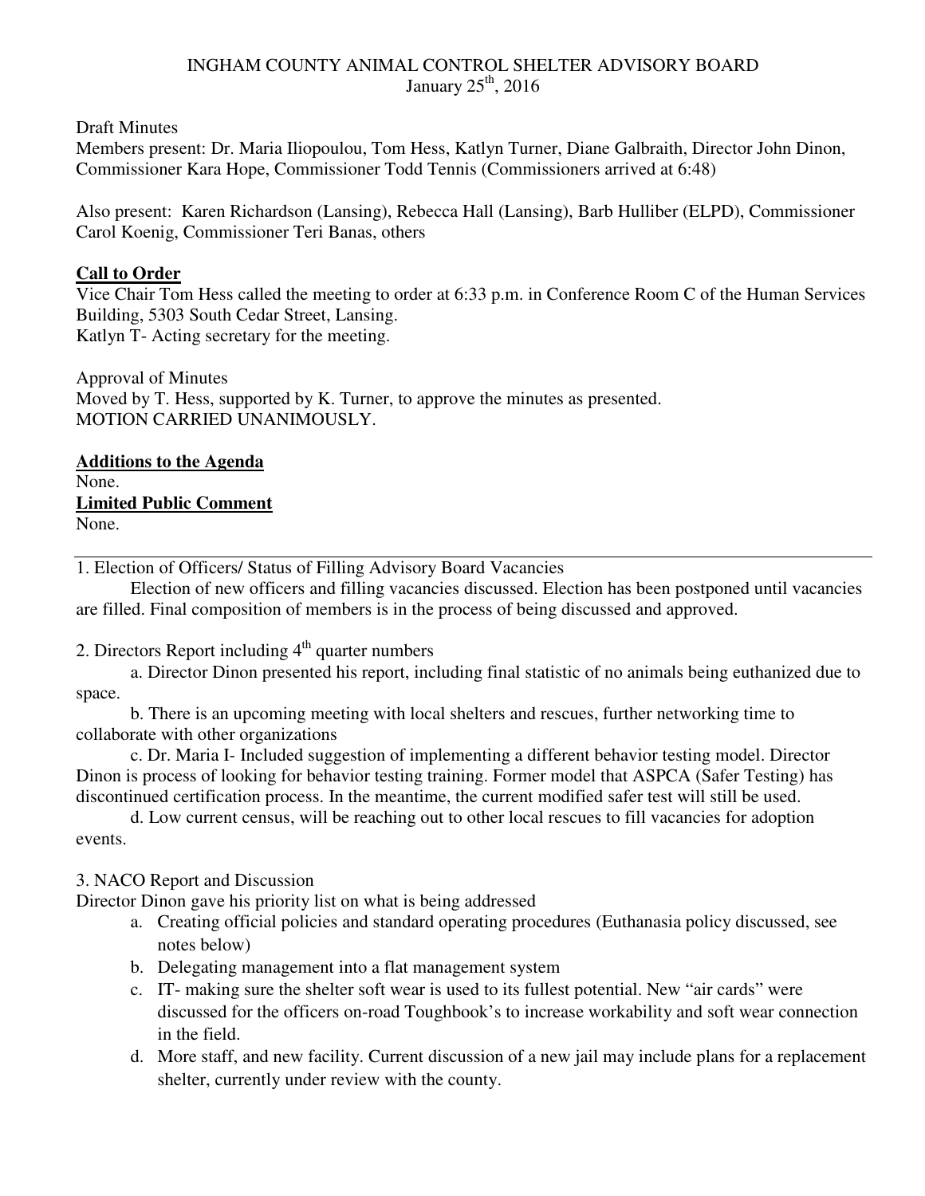INGHAM COUNTY ANIMAL CONTROL SHELTER ADVISORY BOARD
January 25th, 2016

Draft Minutes
Members present: Dr. Maria Iliopoulou, Tom Hess, Katlyn Turner, Diane Galbraith, Director John Dinon, Commissioner Kara Hope, Commissioner Todd Tennis (Commissioners arrived at 6:48)

Also present: Karen Richardson (Lansing), Rebecca Hall (Lansing), Barb Hulliber (ELPD), Commissioner Carol Koenig, Commissioner Teri Banas, others

**Call to Order**
Vice Chair Tom Hess called the meeting to order at 6:33 p.m. in Conference Room C of the Human Services Building, 5303 South Cedar Street, Lansing.
Katlyn T- Acting secretary for the meeting.

Approval of Minutes
Moved by T. Hess, supported by K. Turner, to approve the minutes as presented.
MOTION CARRIED UNANIMOUSLY.

**Additions to the Agenda**
None.
**Limited Public Comment**
None.

---

1. Election of Officers/ Status of Filling Advisory Board Vacancies

Election of new officers and filling vacancies discussed. Election has been postponed until vacancies are filled. Final composition of members is in the process of being discussed and approved.

2. Directors Report including 4th quarter numbers

a. Director Dinon presented his report, including final statistic of no animals being euthanized due to space.

b. There is an upcoming meeting with local shelters and rescues, further networking time to collaborate with other organizations

c. Dr. Maria I- Included suggestion of implementing a different behavior testing model. Director Dinon is process of looking for behavior testing training. Former model that ASPCA (Safer Testing) has discontinued certification process. In the meantime, the current modified safer test will still be used.

d. Low current census, will be reaching out to other local rescues to fill vacancies for adoption events.

3. NACO Report and Discussion

Director Dinon gave his priority list on what is being addressed

a. Creating official policies and standard operating procedures (Euthanasia policy discussed, see notes below)
b. Delegating management into a flat management system
c. IT- making sure the shelter soft wear is used to its fullest potential. New "air cards" were discussed for the officers on-road Toughbook's to increase workability and soft wear connection in the field.
d. More staff, and new facility. Current discussion of a new jail may include plans for a replacement shelter, currently under review with the county.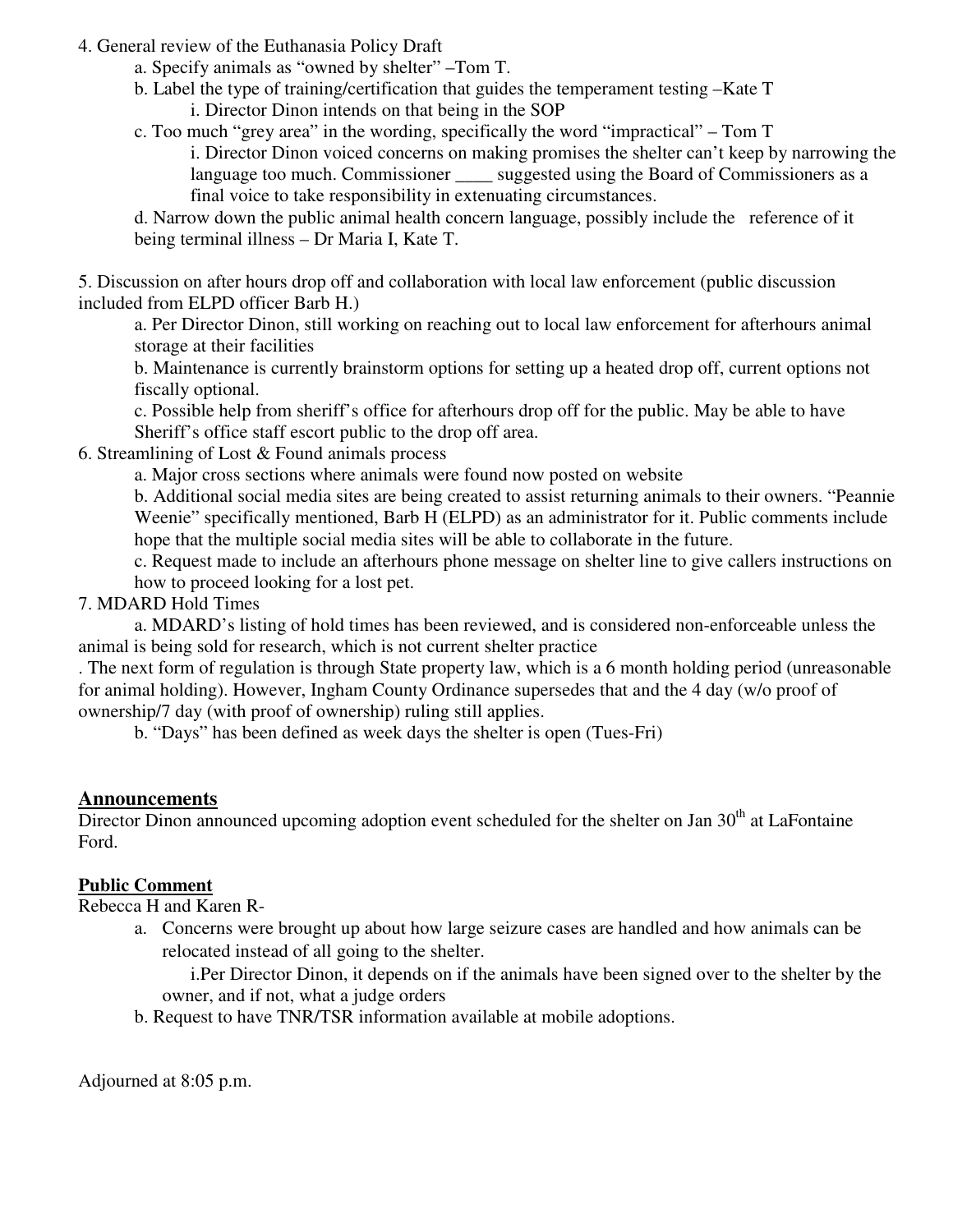4. General review of the Euthanasia Policy Draft
    a. Specify animals as "owned by shelter" –Tom T.
    b. Label the type of training/certification that guides the temperament testing –Kate T
        i. Director Dinon intends on that being in the SOP
    c. Too much "grey area" in the wording, specifically the word "impractical" – Tom T
        i. Director Dinon voiced concerns on making promises the shelter can't keep by narrowing the language too much. Commissioner ____ suggested using the Board of Commissioners as a final voice to take responsibility in extenuating circumstances.
    d. Narrow down the public animal health concern language, possibly include the reference of it being terminal illness – Dr Maria I, Kate T.

5. Discussion on after hours drop off and collaboration with local law enforcement (public discussion included from ELPD officer Barb H.)
    a. Per Director Dinon, still working on reaching out to local law enforcement for afterhours animal storage at their facilities
    b. Maintenance is currently brainstorm options for setting up a heated drop off, current options not fiscally optional.
    c. Possible help from sheriff's office for afterhours drop off for the public. May be able to have Sheriff's office staff escort public to the drop off area.

6. Streamlining of Lost & Found animals process
    a. Major cross sections where animals were found now posted on website
    b. Additional social media sites are being created to assist returning animals to their owners. "Peannie Weenie" specifically mentioned, Barb H (ELPD) as an administrator for it. Public comments include hope that the multiple social media sites will be able to collaborate in the future.
    c. Request made to include an afterhours phone message on shelter line to give callers instructions on how to proceed looking for a lost pet.

7. MDARD Hold Times
    a. MDARD's listing of hold times has been reviewed, and is considered non-enforceable unless the animal is being sold for research, which is not current shelter practice
. The next form of regulation is through State property law, which is a 6 month holding period (unreasonable for animal holding). However, Ingham County Ordinance supersedes that and the 4 day (w/o proof of ownership/7 day (with proof of ownership) ruling still applies.
    b. "Days" has been defined as week days the shelter is open (Tues-Fri)

## Announcements

Director Dinon announced upcoming adoption event scheduled for the shelter on Jan 30th at LaFontaine Ford.

## Public Comment

Rebecca H and Karen R-

a. Concerns were brought up about how large seizure cases are handled and how animals can be relocated instead of all going to the shelter.
    i. Per Director Dinon, it depends on if the animals have been signed over to the shelter by the owner, and if not, what a judge orders
b. Request to have TNR/TSR information available at mobile adoptions.

Adjourned at 8:05 p.m.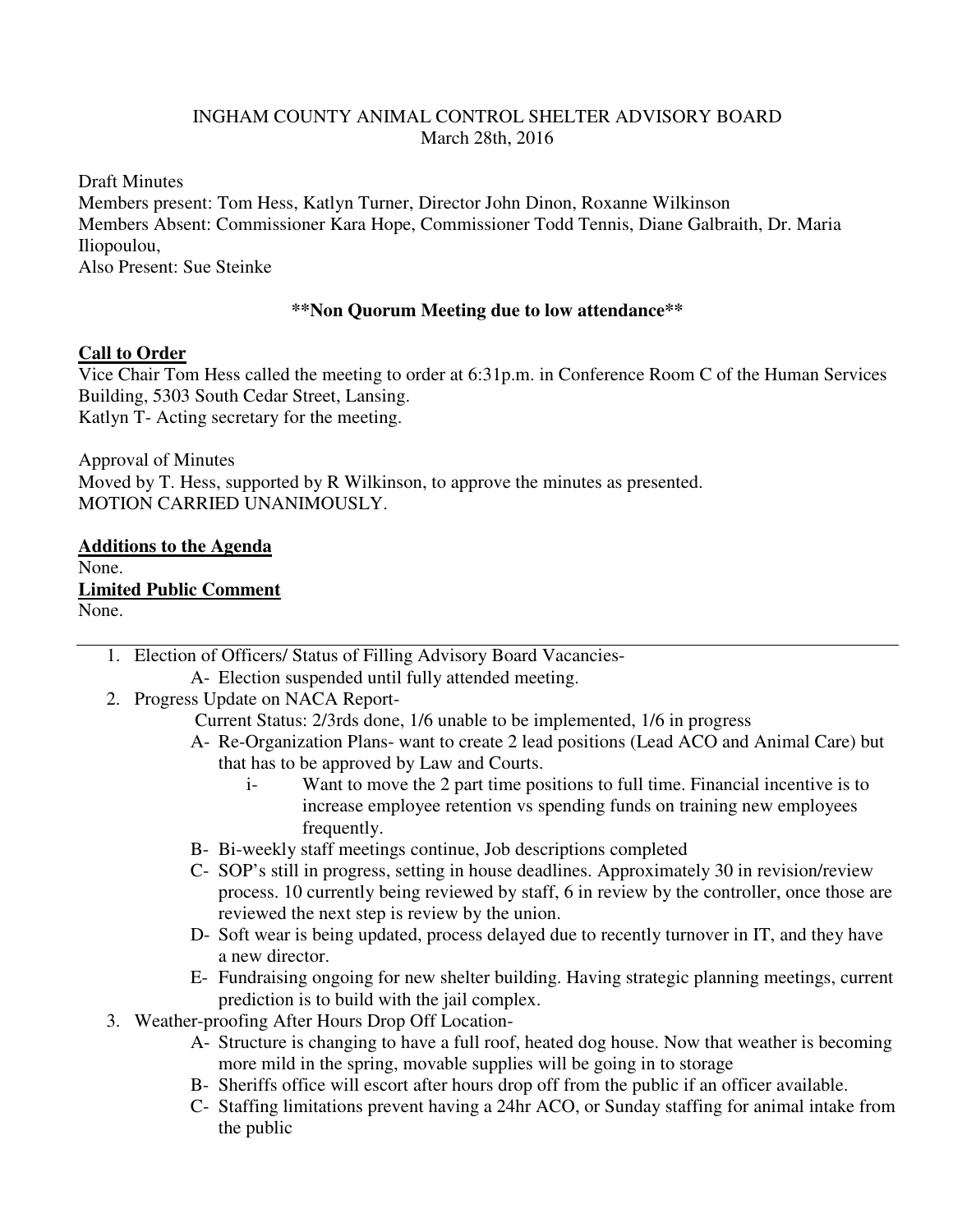INGHAM COUNTY ANIMAL CONTROL SHELTER ADVISORY BOARD
March 28th, 2016

Draft Minutes
Members present: Tom Hess, Katlyn Turner, Director John Dinon, Roxanne Wilkinson
Members Absent: Commissioner Kara Hope, Commissioner Todd Tennis, Diane Galbraith, Dr. Maria Iliopoulou,
Also Present: Sue Steinke

**\*\*Non Quorum Meeting due to low attendance\*\***

**Call to Order**

Vice Chair Tom Hess called the meeting to order at 6:31p.m. in Conference Room C of the Human Services Building, 5303 South Cedar Street, Lansing.
Katlyn T- Acting secretary for the meeting.

Approval of Minutes
Moved by T. Hess, supported by R Wilkinson, to approve the minutes as presented.
MOTION CARRIED UNANIMOUSLY.

**Additions to the Agenda**

None.

**Limited Public Comment**

None.

---

1. Election of Officers/ Status of Filling Advisory Board Vacancies-
   - A- Election suspended until fully attended meeting.
2. Progress Update on NACA Report-
   Current Status: 2/3rds done, 1/6 unable to be implemented, 1/6 in progress
   - A- Re-Organization Plans- want to create 2 lead positions (Lead ACO and Animal Care) but that has to be approved by Law and Courts.
     - i- Want to move the 2 part time positions to full time. Financial incentive is to increase employee retention vs spending funds on training new employees frequently.
   - B- Bi-weekly staff meetings continue, Job descriptions completed
   - C- SOP's still in progress, setting in house deadlines. Approximately 30 in revision/review process. 10 currently being reviewed by staff, 6 in review by the controller, once those are reviewed the next step is review by the union.
   - D- Soft wear is being updated, process delayed due to recently turnover in IT, and they have a new director.
   - E- Fundraising ongoing for new shelter building. Having strategic planning meetings, current prediction is to build with the jail complex.
3. Weather-proofing After Hours Drop Off Location-
   - A- Structure is changing to have a full roof, heated dog house. Now that weather is becoming more mild in the spring, movable supplies will be going in to storage
   - B- Sheriffs office will escort after hours drop off from the public if an officer available.
   - C- Staffing limitations prevent having a 24hr ACO, or Sunday staffing for animal intake from the public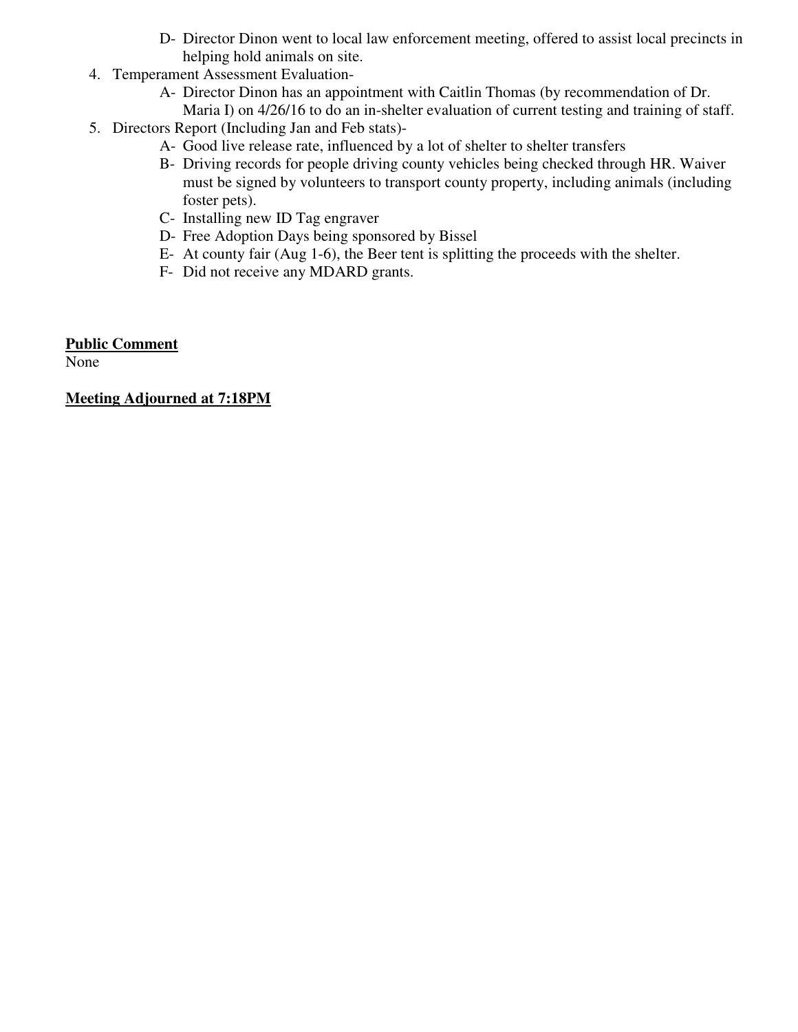D- Director Dinon went to local law enforcement meeting, offered to assist local precincts in helping hold animals on site.

4. Temperament Assessment Evaluation-
   - A- Director Dinon has an appointment with Caitlin Thomas (by recommendation of Dr. Maria I) on 4/26/16 to do an in-shelter evaluation of current testing and training of staff.
5. Directors Report (Including Jan and Feb stats)-
   - A- Good live release rate, influenced by a lot of shelter to shelter transfers
   - B- Driving records for people driving county vehicles being checked through HR. Waiver must be signed by volunteers to transport county property, including animals (including foster pets).
   - C- Installing new ID Tag engraver
   - D- Free Adoption Days being sponsored by Bissel
   - E- At county fair (Aug 1-6), the Beer tent is splitting the proceeds with the shelter.
   - F- Did not receive any MDARD grants.

**Public Comment**

None

**Meeting Adjourned at 7:18PM**